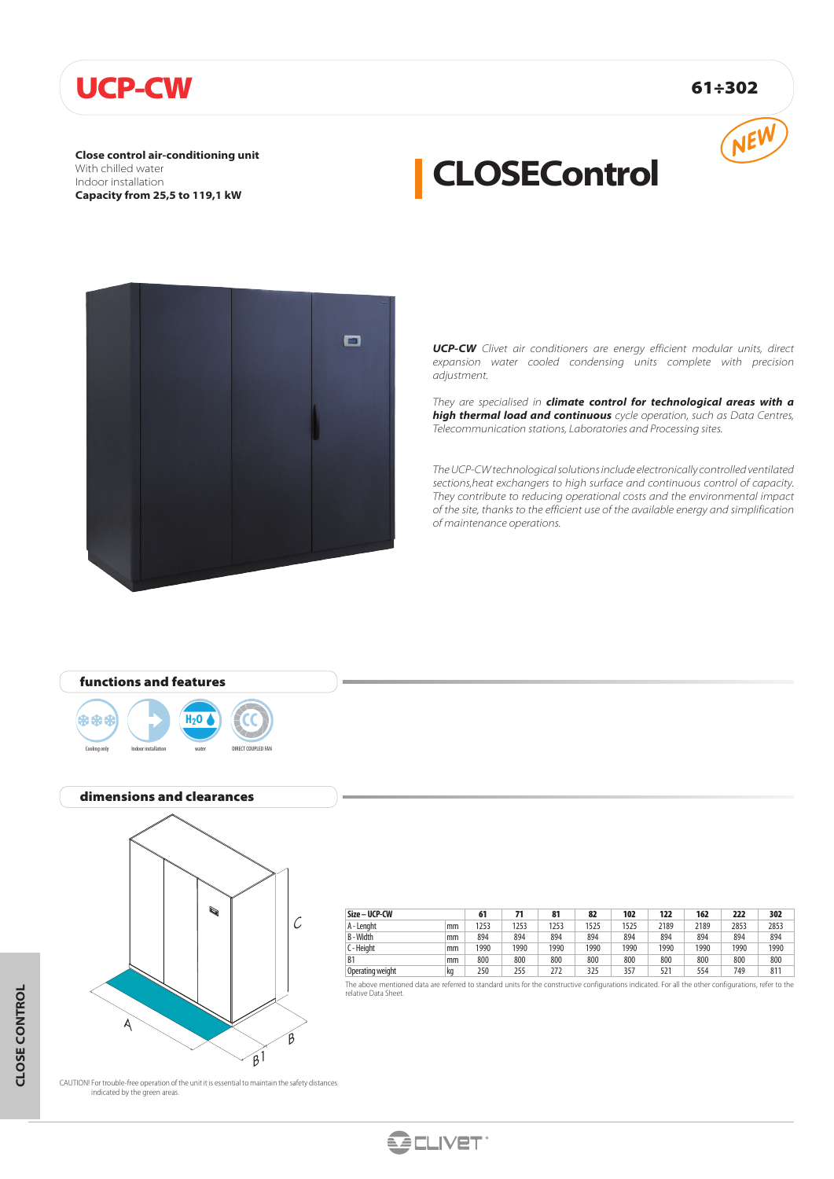# UCP-CW

61÷302

**Close control air-conditioning unit**
With chilled water
Indoor installation
**Capacity from 25,5 to 119,1 kW**

## CLOSEControl

NEW

***UCP-CW*** *Clivet air conditioners are energy efficient modular units, direct expansion water cooled condensing units complete with precision adjustment.*

*They are specialised in* ***climate control for technological areas with a high thermal load and continuous*** *cycle operation, such as Data Centres, Telecommunication stations, Laboratories and Processing sites.*

*The UCP-CW technological solutions include electronically controlled ventilated sections,heat exchangers to high surface and continuous control of capacity. They contribute to reducing operational costs and the environmental impact of the site, thanks to the efficient use of the available energy and simplification of maintenance operations.*

### functions and features

Cooling only — Indoor installation — water — DIRECT COUPLED FAN

### dimensions and clearances

| Size – UCP-CW | | 61 | 71 | 81 | 82 | 102 | 122 | 162 | 222 | 302 |
|---|---|---|---|---|---|---|---|---|---|---|
| A - Lenght | mm | 1253 | 1253 | 1253 | 1525 | 1525 | 2189 | 2189 | 2853 | 2853 |
| B - Width | mm | 894 | 894 | 894 | 894 | 894 | 894 | 894 | 894 | 894 |
| C - Height | mm | 1990 | 1990 | 1990 | 1990 | 1990 | 1990 | 1990 | 1990 | 1990 |
| B1 | mm | 800 | 800 | 800 | 800 | 800 | 800 | 800 | 800 | 800 |
| Operating weight | kg | 250 | 255 | 272 | 325 | 357 | 521 | 554 | 749 | 811 |

The above mentioned data are referred to standard units for the constructive configurations indicated. For all the other configurations, refer to the relative Data Sheet.

CAUTION! For trouble-free operation of the unit it is essential to maintain the safety distances indicated by the green areas.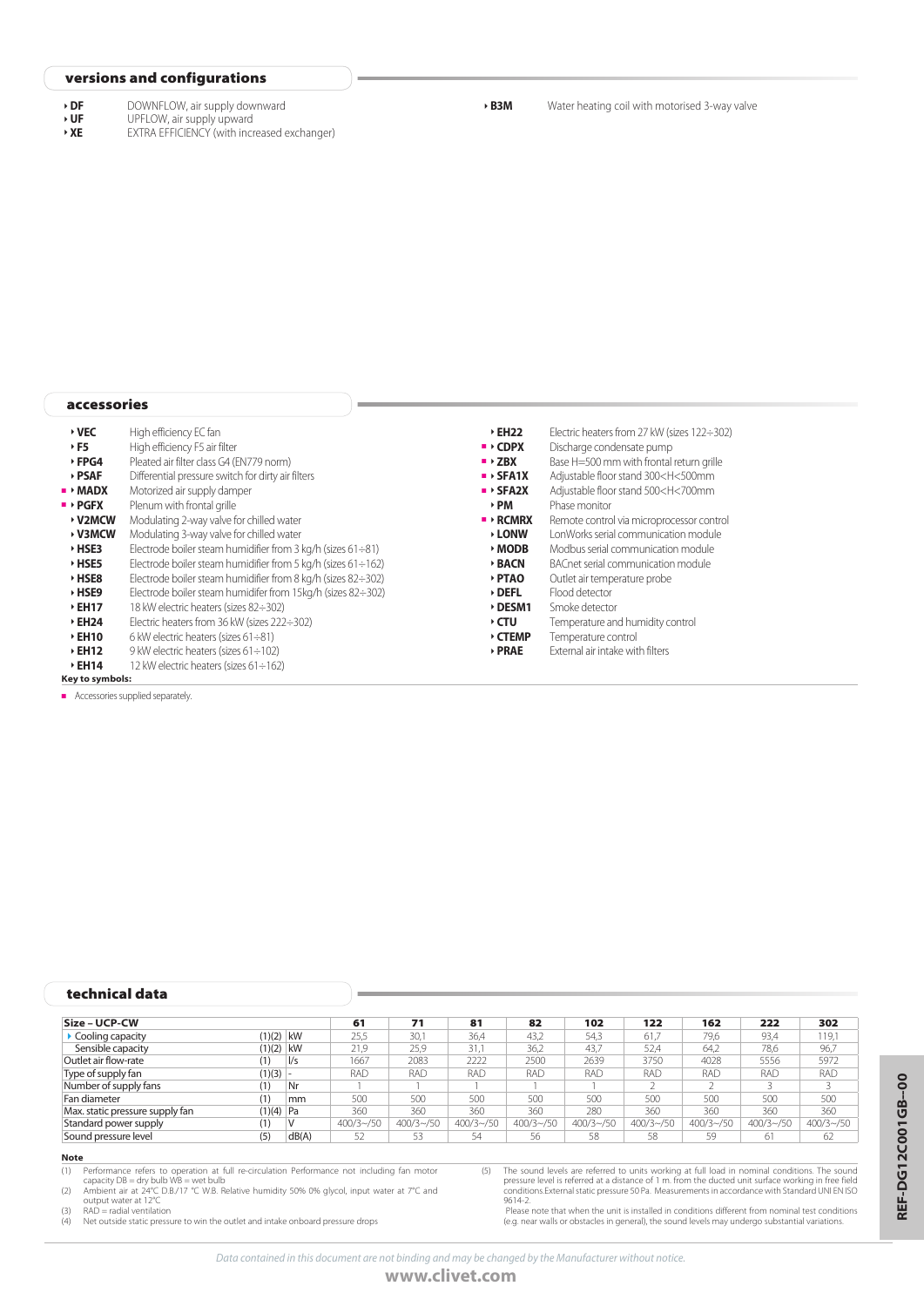## versions and configurations

- **DF** DOWNFLOW, air supply downward
- **UF** UPFLOW, air supply upward
- **XE** EXTRA EFFICIENCY (with increased exchanger)
- **B3M** Water heating coil with motorised 3-way valve

## accessories

- **VEC** High efficiency EC fan
- **F5** High efficiency F5 air filter
- **FPG4** Pleated air filter class G4 (EN779 norm)
- **PSAF** Differential pressure switch for dirty air filters
- ■ **MADX** Motorized air supply damper
- ■ **PGFX** Plenum with frontal grille
- **V2MCW** Modulating 2-way valve for chilled water
- **V3MCW** Modulating 3-way valve for chilled water
- **HSE3** Electrode boiler steam humidifier from 3 kg/h (sizes 61÷81)
- **HSE5** Electrode boiler steam humidifier from 5 kg/h (sizes 61÷162)
- **HSE8** Electrode boiler steam humidifier from 8 kg/h (sizes 82÷302)
- **HSE9** Electrode boiler steam humidifer from 15kg/h (sizes 82÷302)
- **EH17** 18 kW electric heaters (sizes 82÷302)
- **EH24** Electric heaters from 36 kW (sizes 222÷302)
- **EH10** 6 kW electric heaters (sizes 61÷81)
- **EH12** 9 kW electric heaters (sizes 61÷102)
- **EH14** 12 kW electric heaters (sizes 61÷162)
- **EH22** Electric heaters from 27 kW (sizes 122÷302)
- ■ **CDPX** Discharge condensate pump
- ■ **ZBX** Base H=500 mm with frontal return grille
- ■ **SFA1X** Adjustable floor stand 300<H<500mm
- ■ **SFA2X** Adjustable floor stand 500<H<700mm
- **PM** Phase monitor
- ■ **RCMRX** Remote control via microprocessor control
- **LONW** LonWorks serial communication module
- **MODB** Modbus serial communication module
- **BACN** BACnet serial communication module
- **PTAO** Outlet air temperature probe
- **DEFL** Flood detector
- **DESM1** Smoke detector
- **CTU** Temperature and humidity control
- **CTEMP** Temperature control
- **PRAE** External air intake with filters

**Key to symbols:**

■ Accessories supplied separately.

## technical data

| Size – UCP-CW | | | 61 | 71 | 81 | 82 | 102 | 122 | 162 | 222 | 302 |
|---|---|---|---|---|---|---|---|---|---|---|---|
| Cooling capacity | (1)(2) | kW | 25,5 | 30,1 | 36,4 | 43,2 | 54,3 | 61,7 | 79,6 | 93,4 | 119,1 |
| Sensible capacity | (1)(2) | kW | 21,9 | 25,9 | 31,1 | 36,2 | 43,7 | 52,4 | 64,2 | 78,6 | 96,7 |
| Outlet air flow-rate | (1) | l/s | 1667 | 2083 | 2222 | 2500 | 2639 | 3750 | 4028 | 5556 | 5972 |
| Type of supply fan | (1)(3) | - | RAD | RAD | RAD | RAD | RAD | RAD | RAD | RAD | RAD |
| Number of supply fans | (1) | Nr | 1 | 1 | 1 | 1 | 1 | 2 | 2 | 3 | 3 |
| Fan diameter | (1) | mm | 500 | 500 | 500 | 500 | 500 | 500 | 500 | 500 | 500 |
| Max. static pressure supply fan | (1)(4) | Pa | 360 | 360 | 360 | 360 | 280 | 360 | 360 | 360 | 360 |
| Standard power supply | (1) | V | 400/3~/50 | 400/3~/50 | 400/3~/50 | 400/3~/50 | 400/3~/50 | 400/3~/50 | 400/3~/50 | 400/3~/50 | 400/3~/50 |
| Sound pressure level | (5) | dB(A) | 52 | 53 | 54 | 56 | 58 | 58 | 59 | 61 | 62 |

**Note**

1. Performance refers to operation at full re-circulation Performance not including fan motor capacity DB = dry bulb WB = wet bulb
2. Ambient air at 24°C D.B./17 °C W.B. Relative humidity 50% 0% glycol, input water at 7°C and output water at 12°C
3. RAD = radial ventilation
4. Net outside static pressure to win the outlet and intake onboard pressure drops
5. The sound levels are referred to units working at full load in nominal conditions. The sound pressure level is referred at a distance of 1 m. from the ducted unit surface working in free field conditions.External static pressure 50 Pa. Measurements in accordance with Standard UNI EN ISO 9614-2.
 Please note that when the unit is installed in conditions different from nominal test conditions (e.g. near walls or obstacles in general), the sound levels may undergo substantial variations.

*Data contained in this document are not binding and may be changed by the Manufacturer without notice.*

**www.clivet.com**

REF-DG12C001GB–00